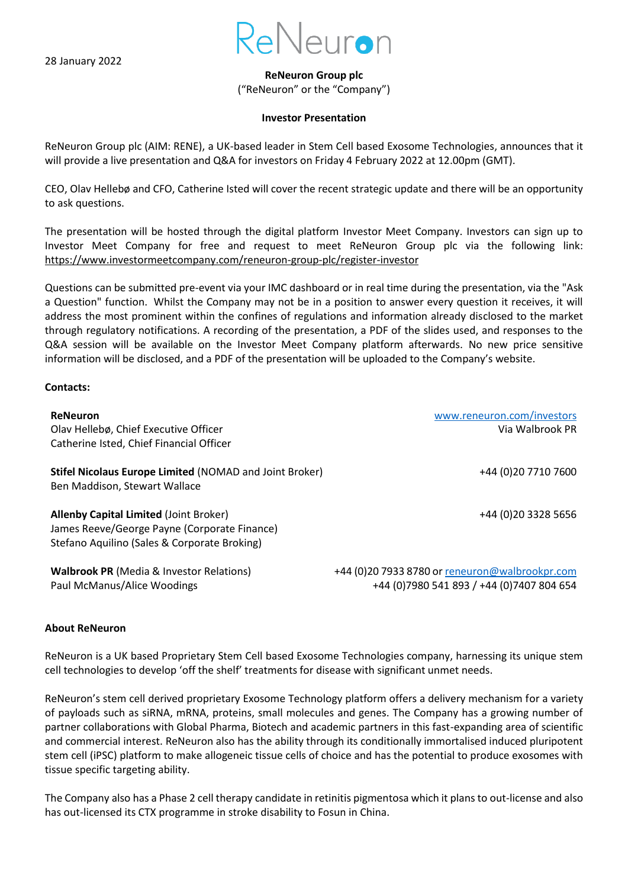28 January 2022

ReNeuron

**ReNeuron Group plc**
("ReNeuron" or the "Company")

**Investor Presentation**

ReNeuron Group plc (AIM: RENE), a UK-based leader in Stem Cell based Exosome Technologies, announces that it will provide a live presentation and Q&A for investors on Friday 4 February 2022 at 12.00pm (GMT).

CEO, Olav Hellebø and CFO, Catherine Isted will cover the recent strategic update and there will be an opportunity to ask questions.

The presentation will be hosted through the digital platform Investor Meet Company. Investors can sign up to Investor Meet Company for free and request to meet ReNeuron Group plc via the following link: https://www.investormeetcompany.com/reneuron-group-plc/register-investor

Questions can be submitted pre-event via your IMC dashboard or in real time during the presentation, via the "Ask a Question" function. Whilst the Company may not be in a position to answer every question it receives, it will address the most prominent within the confines of regulations and information already disclosed to the market through regulatory notifications. A recording of the presentation, a PDF of the slides used, and responses to the Q&A session will be available on the Investor Meet Company platform afterwards. No new price sensitive information will be disclosed, and a PDF of the presentation will be uploaded to the Company's website.

**Contacts:**

| | |
|---|---|
| **ReNeuron**<br>Olav Hellebø, Chief Executive Officer<br>Catherine Isted, Chief Financial Officer | www.reneuron.com/investors<br>Via Walbrook PR |
| **Stifel Nicolaus Europe Limited** (NOMAD and Joint Broker)<br>Ben Maddison, Stewart Wallace | +44 (0)20 7710 7600 |
| **Allenby Capital Limited** (Joint Broker)<br>James Reeve/George Payne (Corporate Finance)<br>Stefano Aquilino (Sales & Corporate Broking) | +44 (0)20 3328 5656 |
| **Walbrook PR** (Media & Investor Relations)<br>Paul McManus/Alice Woodings | +44 (0)20 7933 8780 or reneuron@walbrookpr.com<br>+44 (0)7980 541 893 / +44 (0)7407 804 654 |

**About ReNeuron**

ReNeuron is a UK based Proprietary Stem Cell based Exosome Technologies company, harnessing its unique stem cell technologies to develop 'off the shelf' treatments for disease with significant unmet needs.

ReNeuron's stem cell derived proprietary Exosome Technology platform offers a delivery mechanism for a variety of payloads such as siRNA, mRNA, proteins, small molecules and genes. The Company has a growing number of partner collaborations with Global Pharma, Biotech and academic partners in this fast-expanding area of scientific and commercial interest. ReNeuron also has the ability through its conditionally immortalised induced pluripotent stem cell (iPSC) platform to make allogeneic tissue cells of choice and has the potential to produce exosomes with tissue specific targeting ability.

The Company also has a Phase 2 cell therapy candidate in retinitis pigmentosa which it plans to out-license and also has out-licensed its CTX programme in stroke disability to Fosun in China.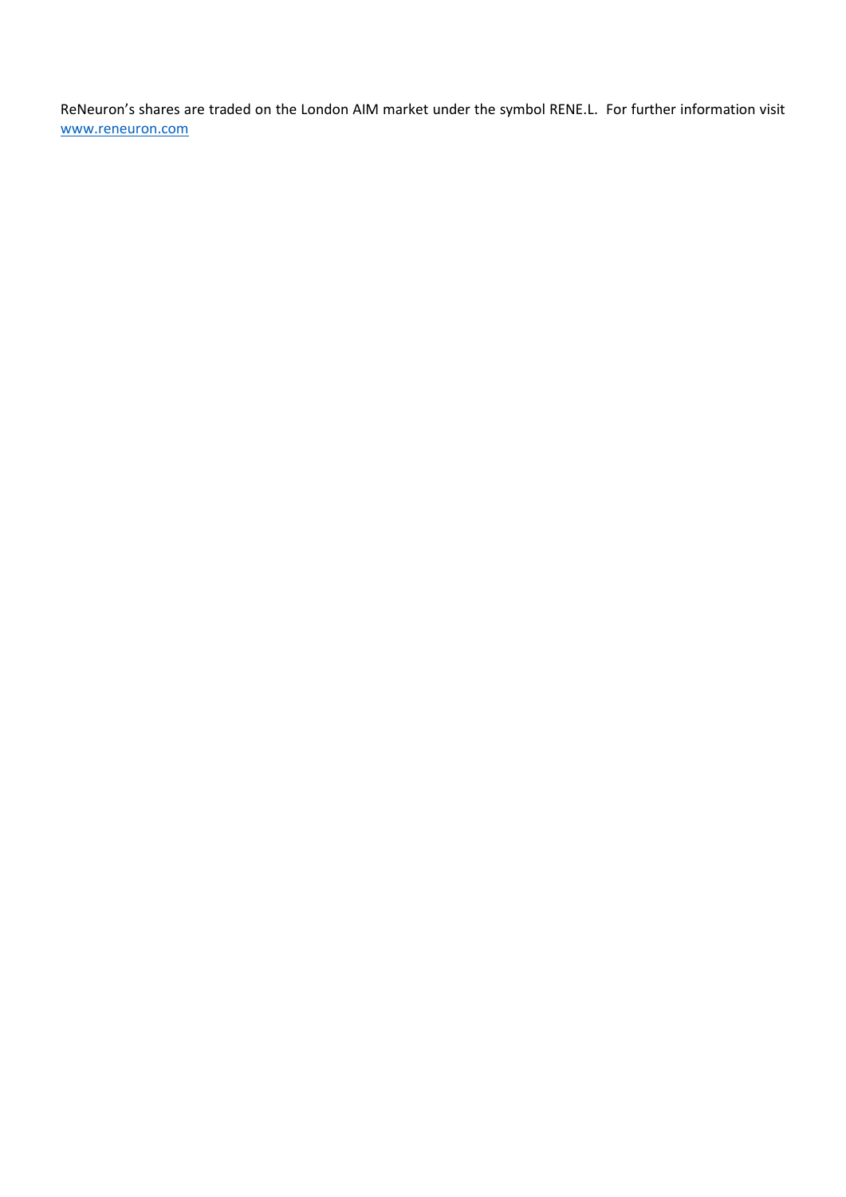ReNeuron's shares are traded on the London AIM market under the symbol RENE.L. For further information visit www.reneuron.com